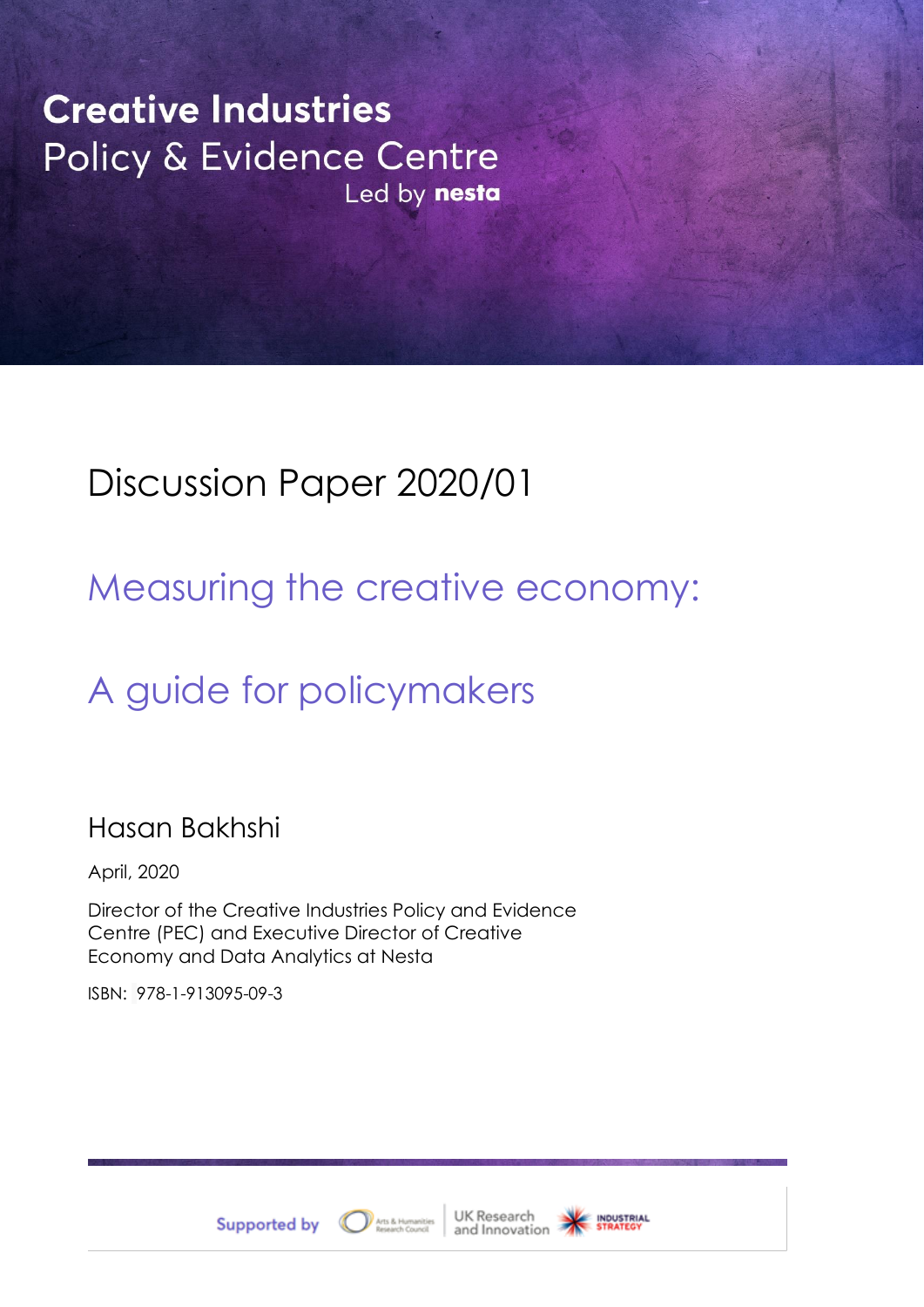**Creative Industries**
Policy & Evidence Centre
Led by **nesta**

# Discussion Paper 2020/01

## Measuring the creative economy:

## A guide for policymakers

Hasan Bakhshi

April, 2020

Director of the Creative Industries Policy and Evidence Centre (PEC) and Executive Director of Creative Economy and Data Analytics at Nesta

ISBN: 978-1-913095-09-3

Supported by Arts & Humanities Research Council | UK Research and Innovation | Industrial Strategy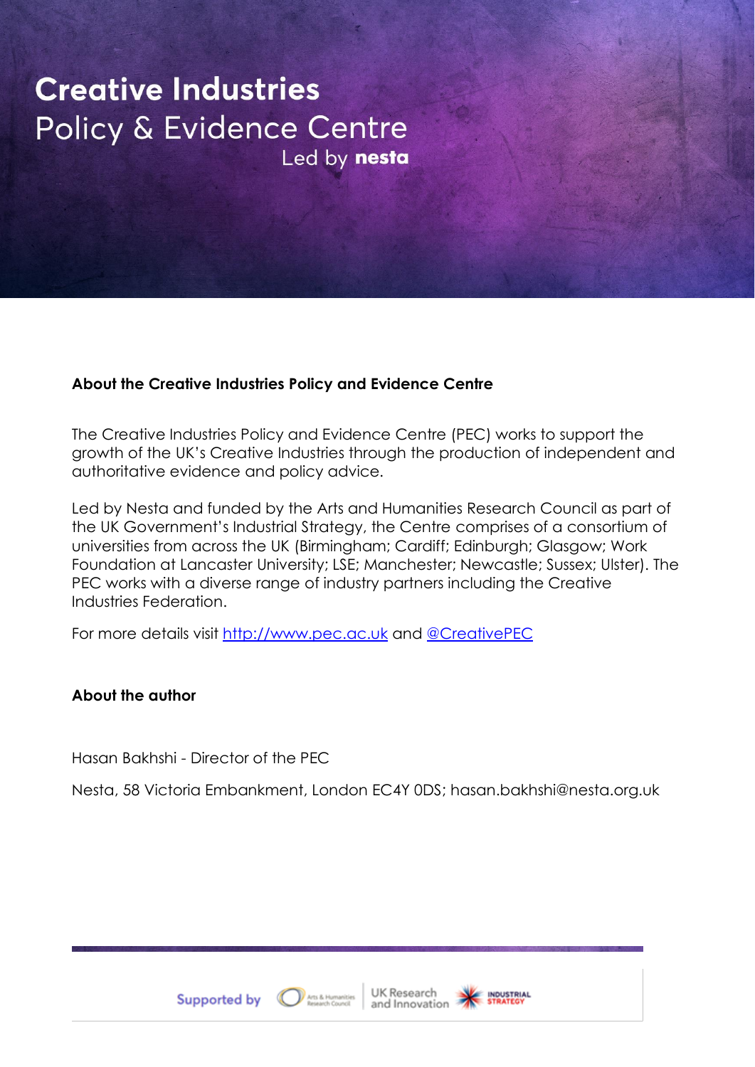# Creative Industries
Policy & Evidence Centre
Led by **nesta**

**About the Creative Industries Policy and Evidence Centre**

The Creative Industries Policy and Evidence Centre (PEC) works to support the growth of the UK's Creative Industries through the production of independent and authoritative evidence and policy advice.

Led by Nesta and funded by the Arts and Humanities Research Council as part of the UK Government's Industrial Strategy, the Centre comprises of a consortium of universities from across the UK (Birmingham; Cardiff; Edinburgh; Glasgow; Work Foundation at Lancaster University; LSE; Manchester; Newcastle; Sussex; Ulster). The PEC works with a diverse range of industry partners including the Creative Industries Federation.

For more details visit [http://www.pec.ac.uk](http://www.pec.ac.uk) and [@CreativePEC](https://twitter.com/CreativePEC)

**About the author**

Hasan Bakhshi - Director of the PEC

Nesta, 58 Victoria Embankment, London EC4Y 0DS; hasan.bakhshi@nesta.org.uk

Supported by Arts & Humanities Research Council | UK Research and Innovation | Industrial Strategy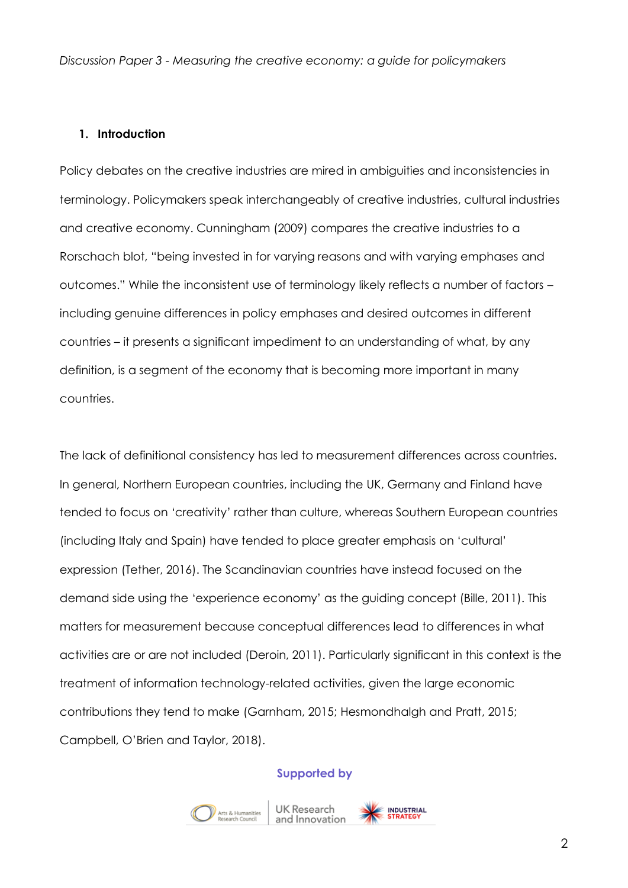## 1. Introduction

Policy debates on the creative industries are mired in ambiguities and inconsistencies in terminology. Policymakers speak interchangeably of creative industries, cultural industries and creative economy. Cunningham (2009) compares the creative industries to a Rorschach blot, "being invested in for varying reasons and with varying emphases and outcomes." While the inconsistent use of terminology likely reflects a number of factors – including genuine differences in policy emphases and desired outcomes in different countries – it presents a significant impediment to an understanding of what, by any definition, is a segment of the economy that is becoming more important in many countries.

The lack of definitional consistency has led to measurement differences across countries. In general, Northern European countries, including the UK, Germany and Finland have tended to focus on 'creativity' rather than culture, whereas Southern European countries (including Italy and Spain) have tended to place greater emphasis on 'cultural' expression (Tether, 2016). The Scandinavian countries have instead focused on the demand side using the 'experience economy' as the guiding concept (Bille, 2011). This matters for measurement because conceptual differences lead to differences in what activities are or are not included (Deroin, 2011). Particularly significant in this context is the treatment of information technology-related activities, given the large economic contributions they tend to make (Garnham, 2015; Hesmondhalgh and Pratt, 2015; Campbell, O'Brien and Taylor, 2018).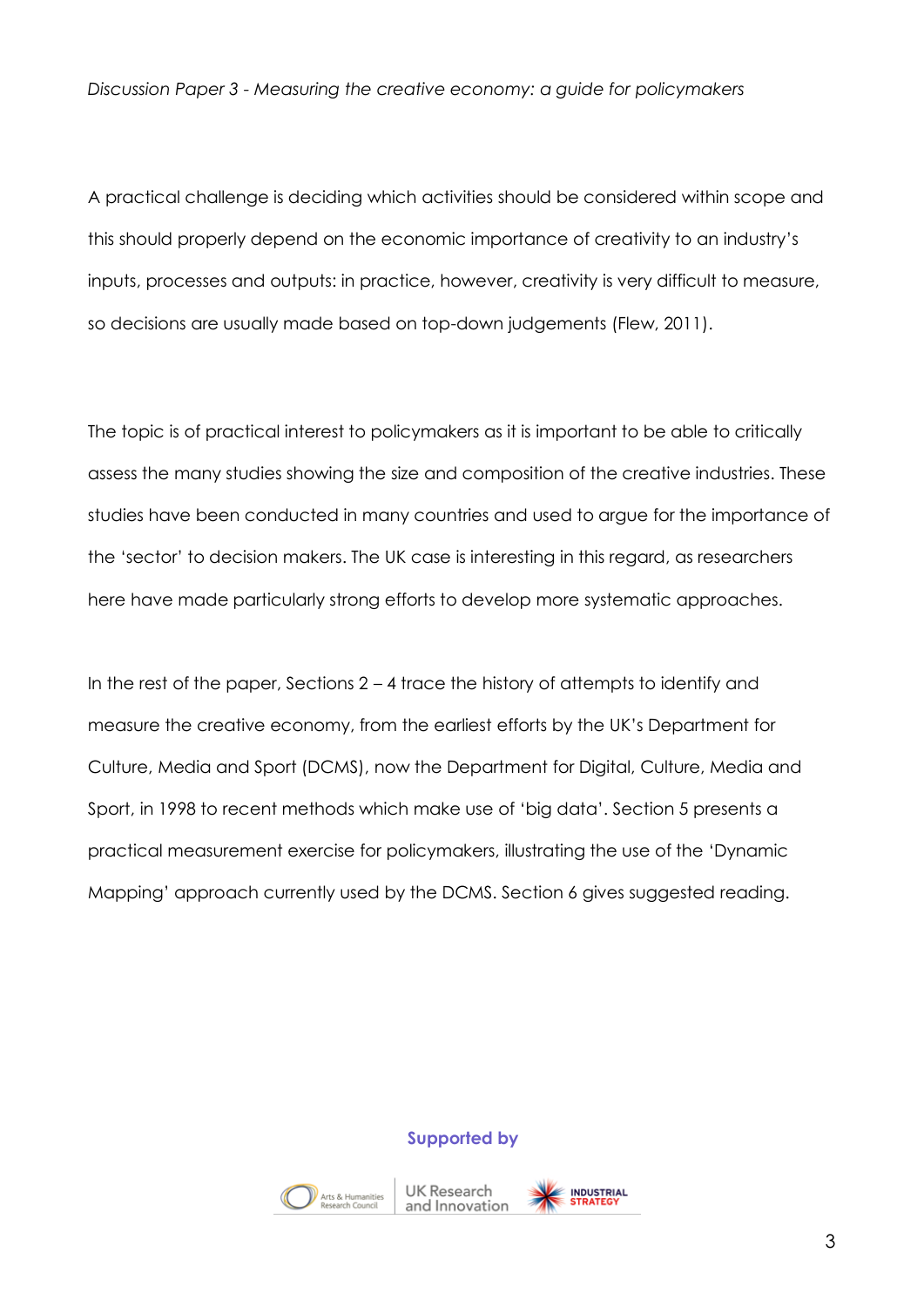A practical challenge is deciding which activities should be considered within scope and this should properly depend on the economic importance of creativity to an industry's inputs, processes and outputs: in practice, however, creativity is very difficult to measure, so decisions are usually made based on top-down judgements (Flew, 2011).

The topic is of practical interest to policymakers as it is important to be able to critically assess the many studies showing the size and composition of the creative industries. These studies have been conducted in many countries and used to argue for the importance of the 'sector' to decision makers. The UK case is interesting in this regard, as researchers here have made particularly strong efforts to develop more systematic approaches.

In the rest of the paper, Sections 2 – 4 trace the history of attempts to identify and measure the creative economy, from the earliest efforts by the UK's Department for Culture, Media and Sport (DCMS), now the Department for Digital, Culture, Media and Sport, in 1998 to recent methods which make use of 'big data'. Section 5 presents a practical measurement exercise for policymakers, illustrating the use of the 'Dynamic Mapping' approach currently used by the DCMS. Section 6 gives suggested reading.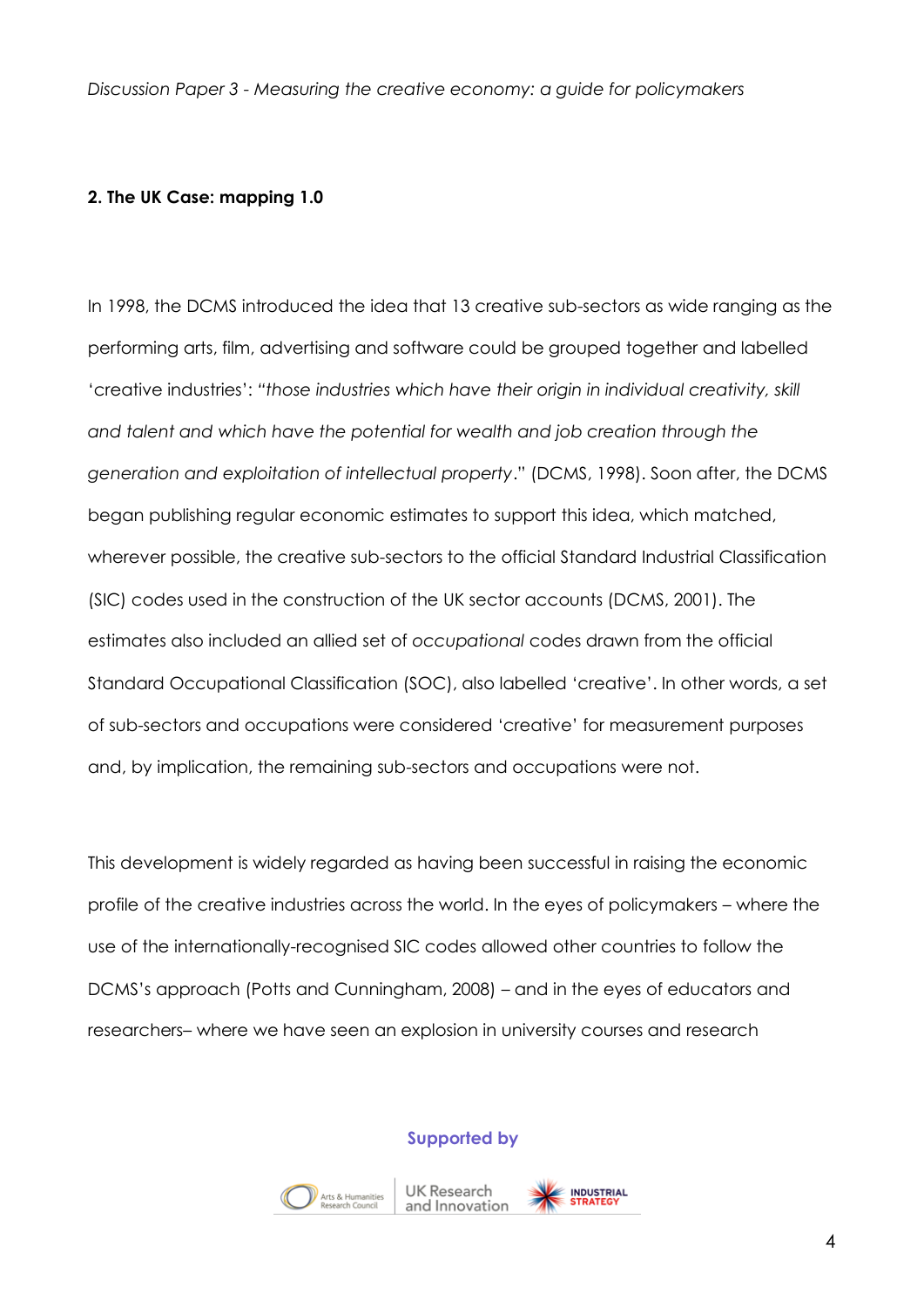## 2. The UK Case: mapping 1.0

In 1998, the DCMS introduced the idea that 13 creative sub-sectors as wide ranging as the performing arts, film, advertising and software could be grouped together and labelled 'creative industries': "*those industries which have their origin in individual creativity, skill and talent and which have the potential for wealth and job creation through the generation and exploitation of intellectual property*." (DCMS, 1998). Soon after, the DCMS began publishing regular economic estimates to support this idea, which matched, wherever possible, the creative sub-sectors to the official Standard Industrial Classification (SIC) codes used in the construction of the UK sector accounts (DCMS, 2001). The estimates also included an allied set of *occupational* codes drawn from the official Standard Occupational Classification (SOC), also labelled 'creative'. In other words, a set of sub-sectors and occupations were considered 'creative' for measurement purposes and, by implication, the remaining sub-sectors and occupations were not.

This development is widely regarded as having been successful in raising the economic profile of the creative industries across the world. In the eyes of policymakers – where the use of the internationally-recognised SIC codes allowed other countries to follow the DCMS's approach (Potts and Cunningham, 2008) – and in the eyes of educators and researchers– where we have seen an explosion in university courses and research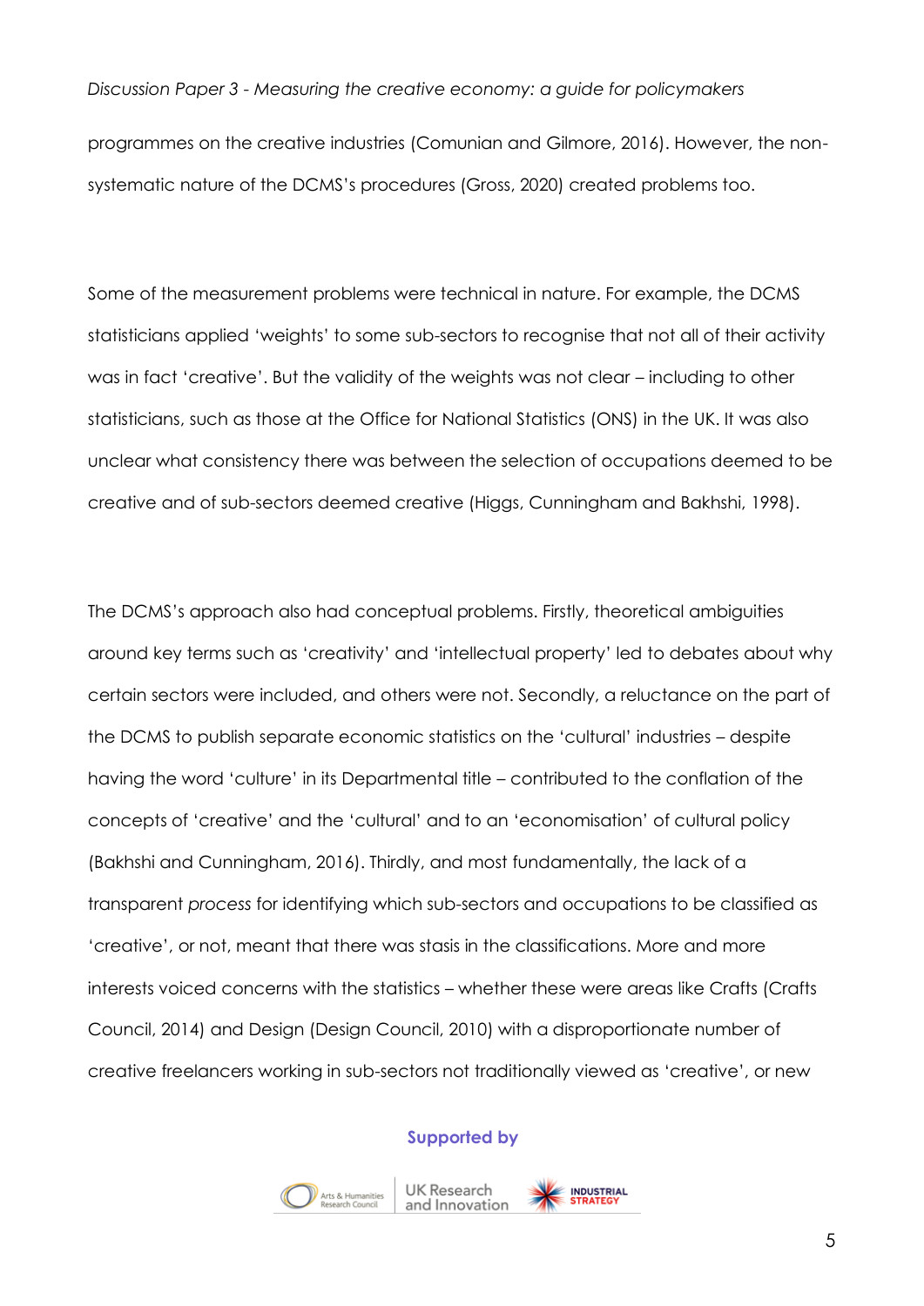programmes on the creative industries (Comunian and Gilmore, 2016). However, the non-systematic nature of the DCMS's procedures (Gross, 2020) created problems too.

Some of the measurement problems were technical in nature. For example, the DCMS statisticians applied 'weights' to some sub-sectors to recognise that not all of their activity was in fact 'creative'. But the validity of the weights was not clear – including to other statisticians, such as those at the Office for National Statistics (ONS) in the UK. It was also unclear what consistency there was between the selection of occupations deemed to be creative and of sub-sectors deemed creative (Higgs, Cunningham and Bakhshi, 1998).

The DCMS's approach also had conceptual problems. Firstly, theoretical ambiguities around key terms such as 'creativity' and 'intellectual property' led to debates about why certain sectors were included, and others were not. Secondly, a reluctance on the part of the DCMS to publish separate economic statistics on the 'cultural' industries – despite having the word 'culture' in its Departmental title – contributed to the conflation of the concepts of 'creative' and the 'cultural' and to an 'economisation' of cultural policy (Bakhshi and Cunningham, 2016). Thirdly, and most fundamentally, the lack of a transparent *process* for identifying which sub-sectors and occupations to be classified as 'creative', or not, meant that there was stasis in the classifications. More and more interests voiced concerns with the statistics – whether these were areas like Crafts (Crafts Council, 2014) and Design (Design Council, 2010) with a disproportionate number of creative freelancers working in sub-sectors not traditionally viewed as 'creative', or new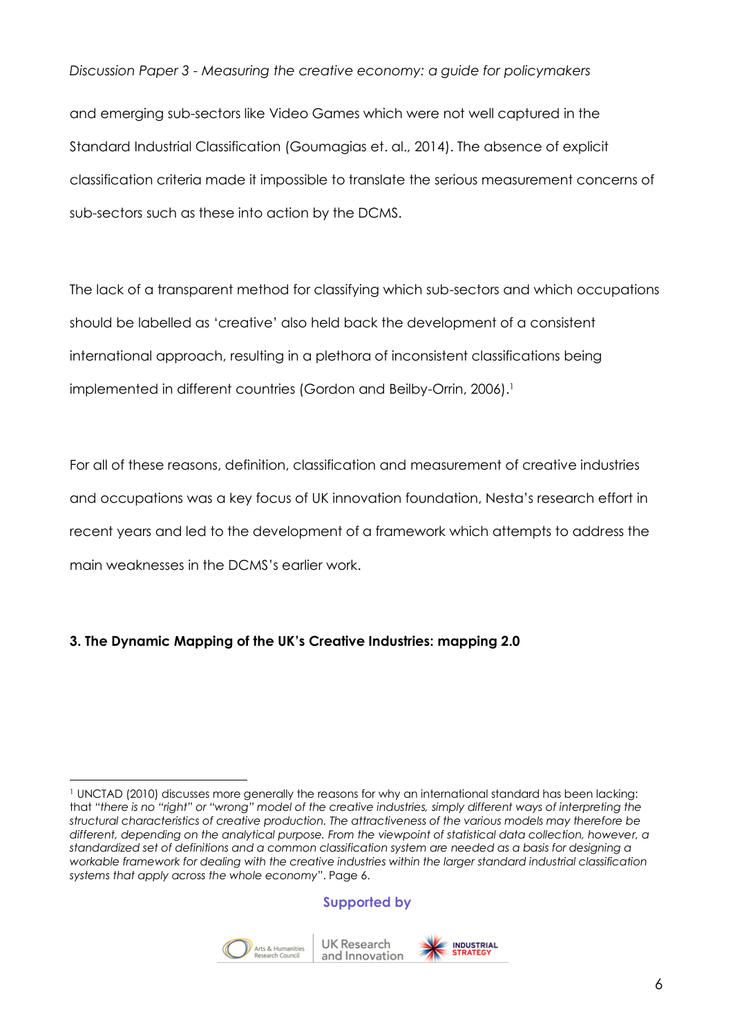and emerging sub-sectors like Video Games which were not well captured in the Standard Industrial Classification (Goumagias et. al., 2014). The absence of explicit classification criteria made it impossible to translate the serious measurement concerns of sub-sectors such as these into action by the DCMS.

The lack of a transparent method for classifying which sub-sectors and which occupations should be labelled as 'creative' also held back the development of a consistent international approach, resulting in a plethora of inconsistent classifications being implemented in different countries (Gordon and Beilby-Orrin, 2006).[1]

For all of these reasons, definition, classification and measurement of creative industries and occupations was a key focus of UK innovation foundation, Nesta's research effort in recent years and led to the development of a framework which attempts to address the main weaknesses in the DCMS's earlier work.

### 3. The Dynamic Mapping of the UK's Creative Industries: mapping 2.0

[1] UNCTAD (2010) discusses more generally the reasons for why an international standard has been lacking: that *"there is no "right" or "wrong" model of the creative industries, simply different ways of interpreting the structural characteristics of creative production. The attractiveness of the various models may therefore be different, depending on the analytical purpose. From the viewpoint of statistical data collection, however, a standardized set of definitions and a common classification system are needed as a basis for designing a workable framework for dealing with the creative industries within the larger standard industrial classification systems that apply across the whole economy"*. Page 6.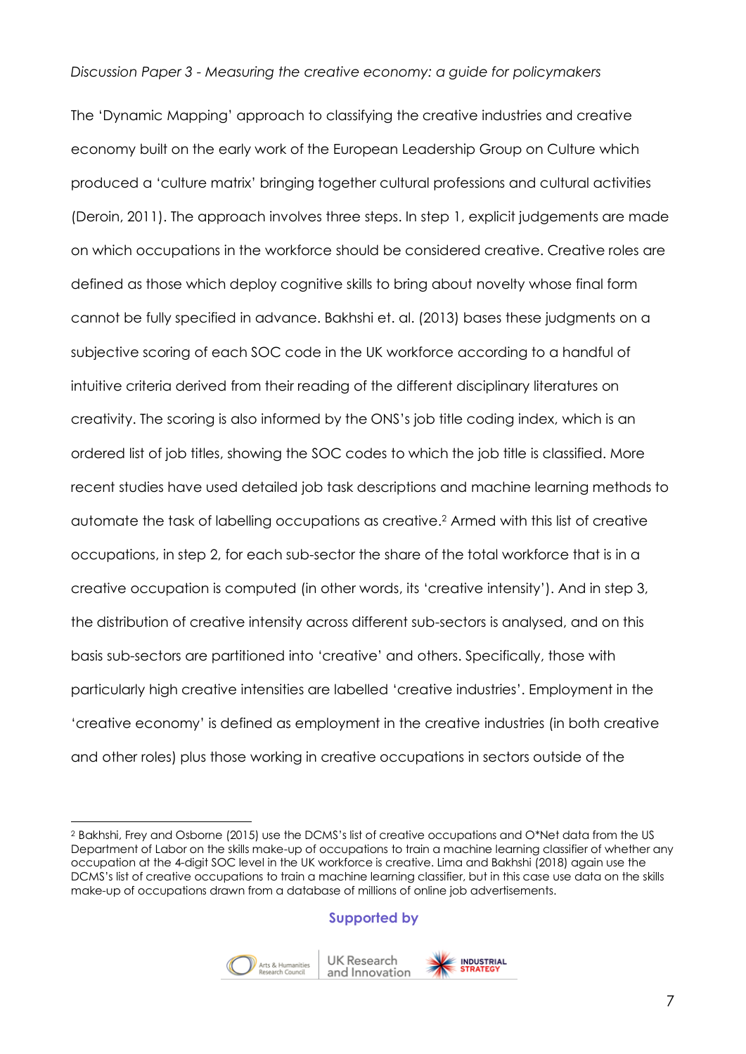The 'Dynamic Mapping' approach to classifying the creative industries and creative economy built on the early work of the European Leadership Group on Culture which produced a 'culture matrix' bringing together cultural professions and cultural activities (Deroin, 2011). The approach involves three steps. In step 1, explicit judgements are made on which occupations in the workforce should be considered creative. Creative roles are defined as those which deploy cognitive skills to bring about novelty whose final form cannot be fully specified in advance. Bakhshi et. al. (2013) bases these judgments on a subjective scoring of each SOC code in the UK workforce according to a handful of intuitive criteria derived from their reading of the different disciplinary literatures on creativity. The scoring is also informed by the ONS's job title coding index, which is an ordered list of job titles, showing the SOC codes to which the job title is classified. More recent studies have used detailed job task descriptions and machine learning methods to automate the task of labelling occupations as creative.[2] Armed with this list of creative occupations, in step 2, for each sub-sector the share of the total workforce that is in a creative occupation is computed (in other words, its 'creative intensity'). And in step 3, the distribution of creative intensity across different sub-sectors is analysed, and on this basis sub-sectors are partitioned into 'creative' and others. Specifically, those with particularly high creative intensities are labelled 'creative industries'. Employment in the 'creative economy' is defined as employment in the creative industries (in both creative and other roles) plus those working in creative occupations in sectors outside of the

---

[2] Bakhshi, Frey and Osborne (2015) use the DCMS's list of creative occupations and O*Net data from the US Department of Labor on the skills make-up of occupations to train a machine learning classifier of whether any occupation at the 4-digit SOC level in the UK workforce is creative. Lima and Bakhshi (2018) again use the DCMS's list of creative occupations to train a machine learning classifier, but in this case use data on the skills make-up of occupations drawn from a database of millions of online job advertisements.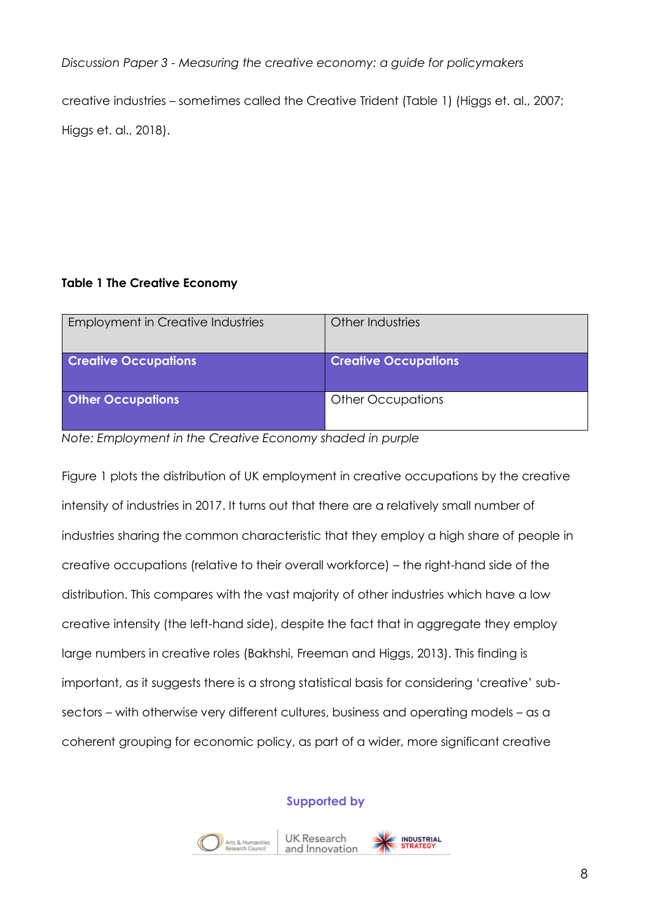creative industries – sometimes called the Creative Trident (Table 1) (Higgs et. al., 2007; Higgs et. al., 2018).

**Table 1 The Creative Economy**

| Employment in Creative Industries | Other Industries |
|---|---|
| **Creative Occupations** | **Creative Occupations** |
| **Other Occupations** | Other Occupations |

*Note: Employment in the Creative Economy shaded in purple*

Figure 1 plots the distribution of UK employment in creative occupations by the creative intensity of industries in 2017. It turns out that there are a relatively small number of industries sharing the common characteristic that they employ a high share of people in creative occupations (relative to their overall workforce) – the right-hand side of the distribution. This compares with the vast majority of other industries which have a low creative intensity (the left-hand side), despite the fact that in aggregate they employ large numbers in creative roles (Bakhshi, Freeman and Higgs, 2013). This finding is important, as it suggests there is a strong statistical basis for considering 'creative' sub-sectors – with otherwise very different cultures, business and operating models – as a coherent grouping for economic policy, as part of a wider, more significant creative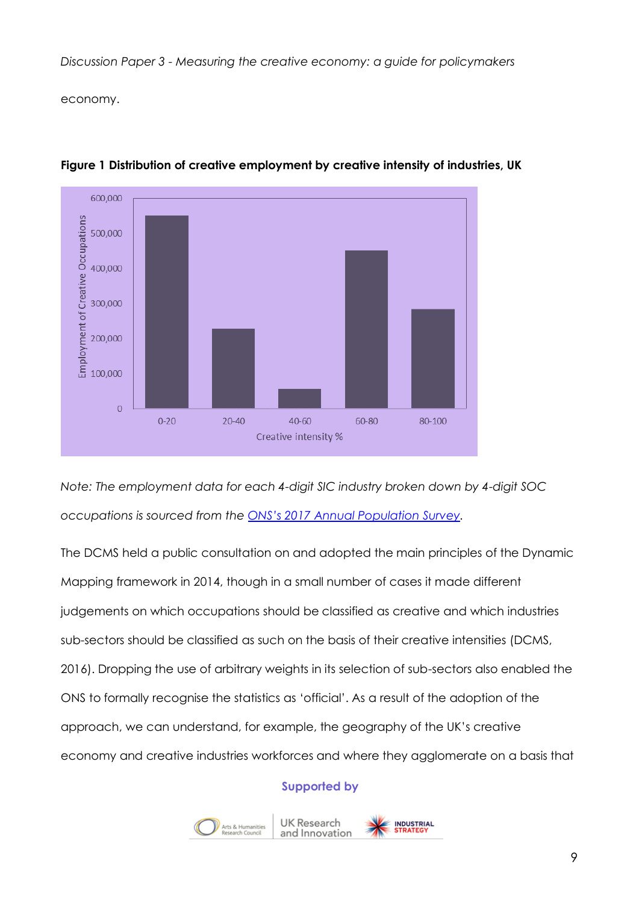economy.

**Figure 1 Distribution of creative employment by creative intensity of industries, UK**

*Note: The employment data for each 4-digit SIC industry broken down by 4-digit SOC occupations is sourced from the [ONS's 2017 Annual Population Survey](ONS's 2017 Annual Population Survey).*

The DCMS held a public consultation on and adopted the main principles of the Dynamic Mapping framework in 2014, though in a small number of cases it made different judgements on which occupations should be classified as creative and which industries sub-sectors should be classified as such on the basis of their creative intensities (DCMS, 2016). Dropping the use of arbitrary weights in its selection of sub-sectors also enabled the ONS to formally recognise the statistics as 'official'. As a result of the adoption of the approach, we can understand, for example, the geography of the UK's creative economy and creative industries workforces and where they agglomerate on a basis that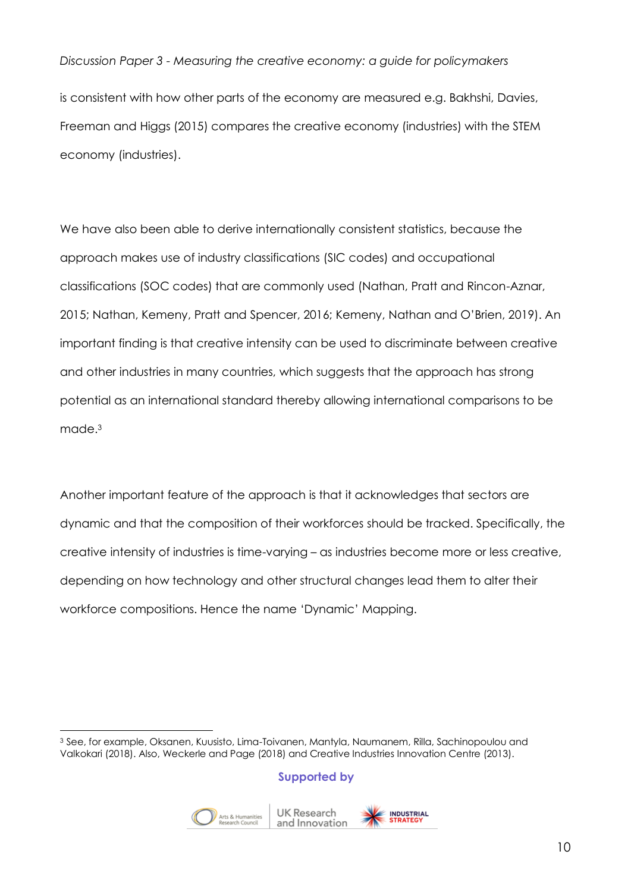is consistent with how other parts of the economy are measured e.g. Bakhshi, Davies, Freeman and Higgs (2015) compares the creative economy (industries) with the STEM economy (industries).

We have also been able to derive internationally consistent statistics, because the approach makes use of industry classifications (SIC codes) and occupational classifications (SOC codes) that are commonly used (Nathan, Pratt and Rincon-Aznar, 2015; Nathan, Kemeny, Pratt and Spencer, 2016; Kemeny, Nathan and O'Brien, 2019). An important finding is that creative intensity can be used to discriminate between creative and other industries in many countries, which suggests that the approach has strong potential as an international standard thereby allowing international comparisons to be made.[3]

Another important feature of the approach is that it acknowledges that sectors are dynamic and that the composition of their workforces should be tracked. Specifically, the creative intensity of industries is time-varying – as industries become more or less creative, depending on how technology and other structural changes lead them to alter their workforce compositions. Hence the name 'Dynamic' Mapping.

---

[3] See, for example, Oksanen, Kuusisto, Lima-Toivanen, Mantyla, Naumanem, Rilla, Sachinopoulou and Valkokari (2018). Also, Weckerle and Page (2018) and Creative Industries Innovation Centre (2013).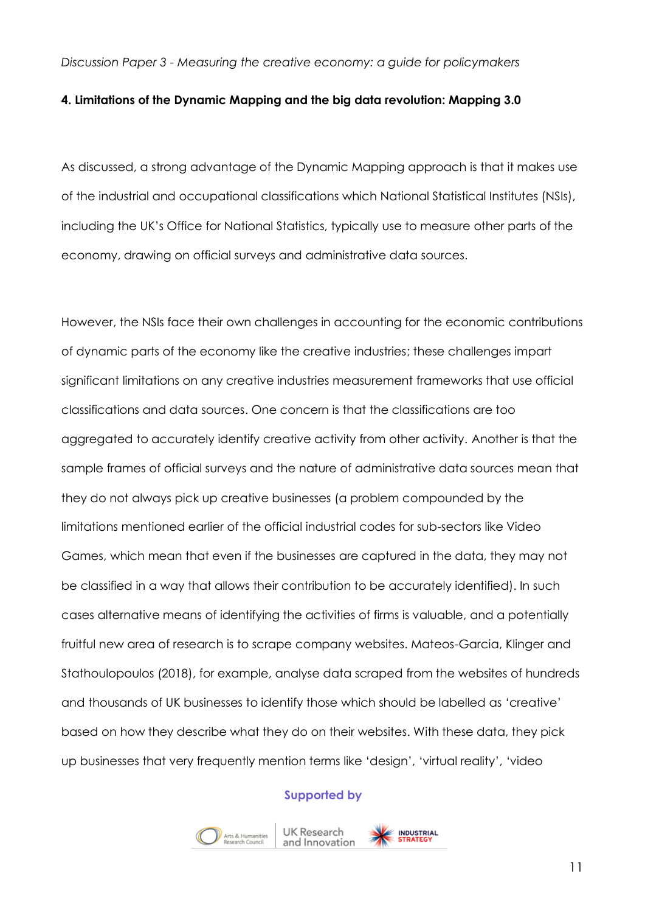#### 4. Limitations of the Dynamic Mapping and the big data revolution: Mapping 3.0

As discussed, a strong advantage of the Dynamic Mapping approach is that it makes use of the industrial and occupational classifications which National Statistical Institutes (NSIs), including the UK's Office for National Statistics, typically use to measure other parts of the economy, drawing on official surveys and administrative data sources.

However, the NSIs face their own challenges in accounting for the economic contributions of dynamic parts of the economy like the creative industries; these challenges impart significant limitations on any creative industries measurement frameworks that use official classifications and data sources. One concern is that the classifications are too aggregated to accurately identify creative activity from other activity. Another is that the sample frames of official surveys and the nature of administrative data sources mean that they do not always pick up creative businesses (a problem compounded by the limitations mentioned earlier of the official industrial codes for sub-sectors like Video Games, which mean that even if the businesses are captured in the data, they may not be classified in a way that allows their contribution to be accurately identified). In such cases alternative means of identifying the activities of firms is valuable, and a potentially fruitful new area of research is to scrape company websites. Mateos-Garcia, Klinger and Stathoulopoulos (2018), for example, analyse data scraped from the websites of hundreds and thousands of UK businesses to identify those which should be labelled as 'creative' based on how they describe what they do on their websites. With these data, they pick up businesses that very frequently mention terms like 'design', 'virtual reality', 'video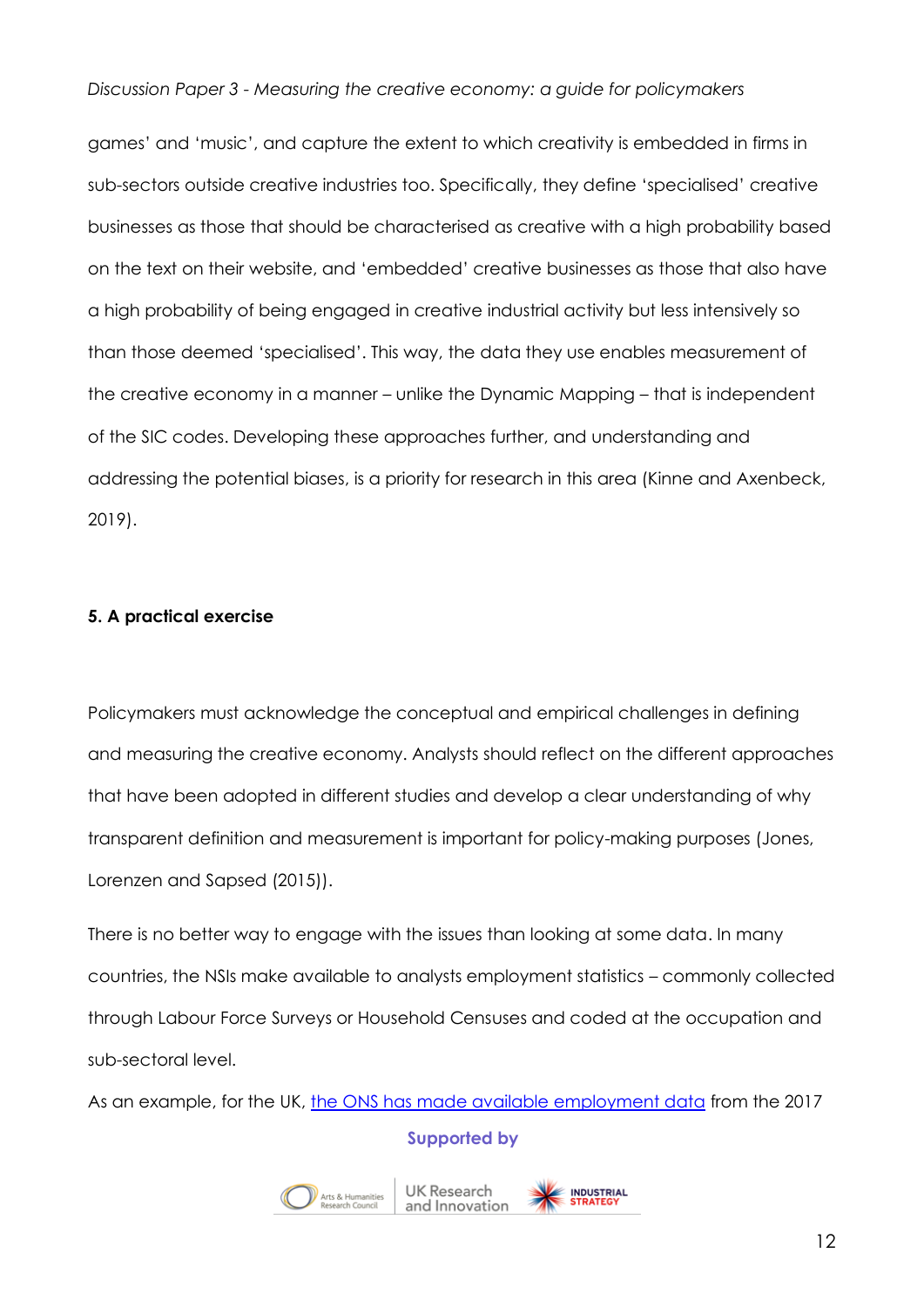games' and 'music', and capture the extent to which creativity is embedded in firms in sub-sectors outside creative industries too. Specifically, they define 'specialised' creative businesses as those that should be characterised as creative with a high probability based on the text on their website, and 'embedded' creative businesses as those that also have a high probability of being engaged in creative industrial activity but less intensively so than those deemed 'specialised'. This way, the data they use enables measurement of the creative economy in a manner – unlike the Dynamic Mapping – that is independent of the SIC codes. Developing these approaches further, and understanding and addressing the potential biases, is a priority for research in this area (Kinne and Axenbeck, 2019).

## 5. A practical exercise

Policymakers must acknowledge the conceptual and empirical challenges in defining and measuring the creative economy. Analysts should reflect on the different approaches that have been adopted in different studies and develop a clear understanding of why transparent definition and measurement is important for policy-making purposes (Jones, Lorenzen and Sapsed (2015)).

There is no better way to engage with the issues than looking at some data. In many countries, the NSIs make available to analysts employment statistics – commonly collected through Labour Force Surveys or Household Censuses and coded at the occupation and sub-sectoral level.

As an example, for the UK, the ONS has made available employment data from the 2017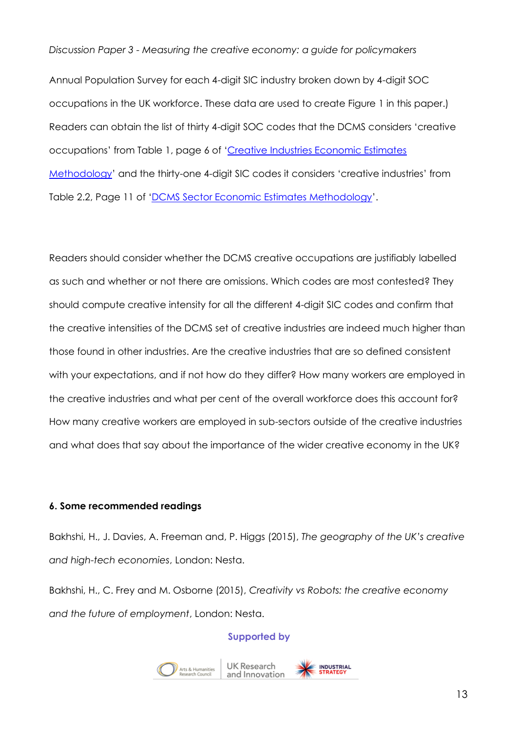Annual Population Survey for each 4-digit SIC industry broken down by 4-digit SOC occupations in the UK workforce. These data are used to create Figure 1 in this paper.) Readers can obtain the list of thirty 4-digit SOC codes that the DCMS considers 'creative occupations' from Table 1, page 6 of '[Creative Industries Economic Estimates Methodology]' and the thirty-one 4-digit SIC codes it considers 'creative industries' from Table 2.2, Page 11 of '[DCMS Sector Economic Estimates Methodology]'.

Readers should consider whether the DCMS creative occupations are justifiably labelled as such and whether or not there are omissions. Which codes are most contested? They should compute creative intensity for all the different 4-digit SIC codes and confirm that the creative intensities of the DCMS set of creative industries are indeed much higher than those found in other industries. Are the creative industries that are so defined consistent with your expectations, and if not how do they differ? How many workers are employed in the creative industries and what per cent of the overall workforce does this account for? How many creative workers are employed in sub-sectors outside of the creative industries and what does that say about the importance of the wider creative economy in the UK?

**6. Some recommended readings**

Bakhshi, H., J. Davies, A. Freeman and, P. Higgs (2015), *The geography of the UK's creative and high-tech economies*, London: Nesta.

Bakhshi, H., C. Frey and M. Osborne (2015), *Creativity vs Robots: the creative economy and the future of employment*, London: Nesta.

Supported by

Arts & Humanities Research Council | UK Research and Innovation | Industrial Strategy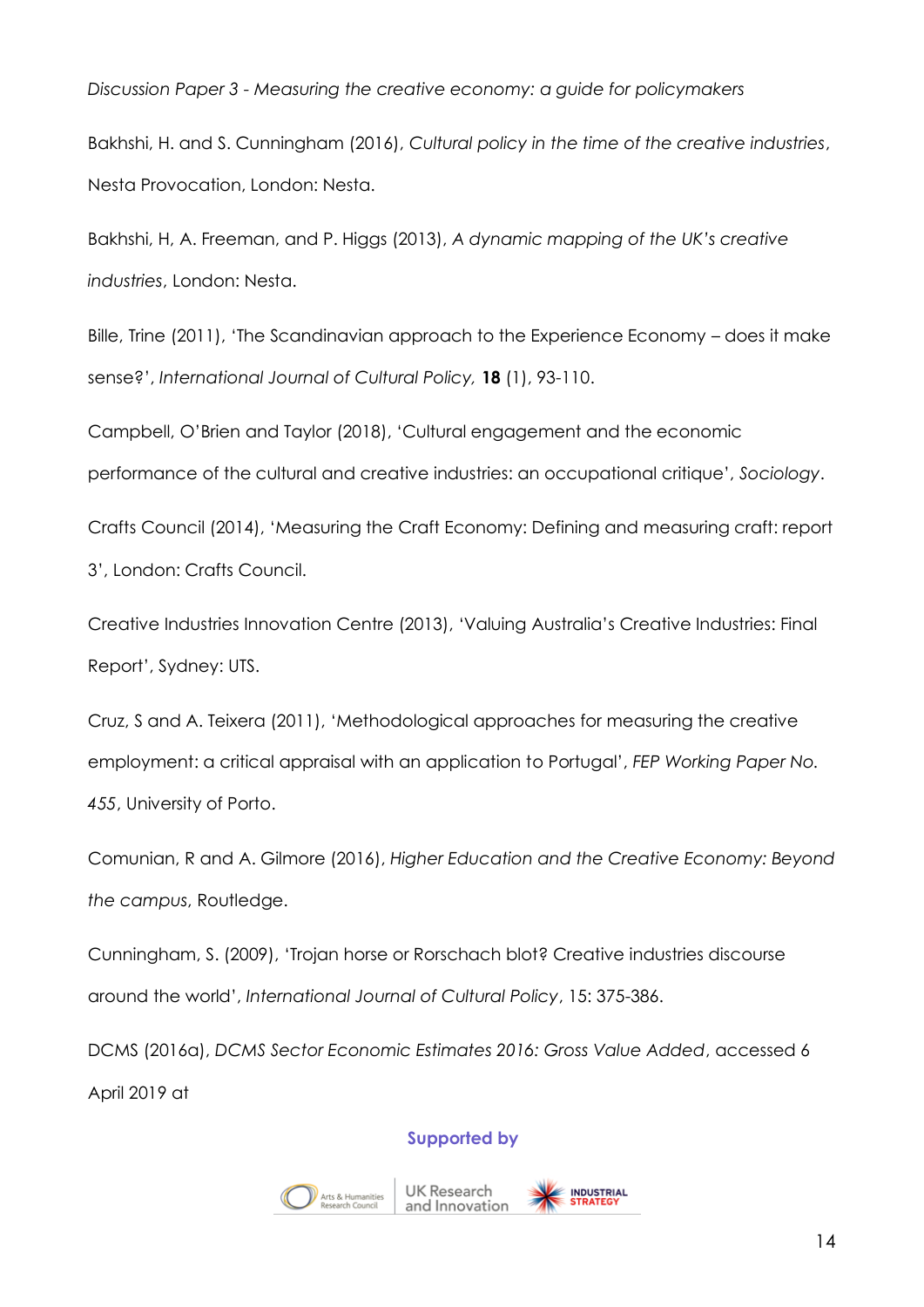Bakhshi, H. and S. Cunningham (2016), *Cultural policy in the time of the creative industries*, Nesta Provocation, London: Nesta.

Bakhshi, H, A. Freeman, and P. Higgs (2013), *A dynamic mapping of the UK's creative industries*, London: Nesta.

Bille, Trine (2011), 'The Scandinavian approach to the Experience Economy – does it make sense?', *International Journal of Cultural Policy,* **18** (1), 93-110.

Campbell, O'Brien and Taylor (2018), 'Cultural engagement and the economic performance of the cultural and creative industries: an occupational critique', *Sociology*.

Crafts Council (2014), 'Measuring the Craft Economy: Defining and measuring craft: report 3', London: Crafts Council.

Creative Industries Innovation Centre (2013), 'Valuing Australia's Creative Industries: Final Report', Sydney: UTS.

Cruz, S and A. Teixera (2011), 'Methodological approaches for measuring the creative employment: a critical appraisal with an application to Portugal', *FEP Working Paper No. 455*, University of Porto.

Comunian, R and A. Gilmore (2016), *Higher Education and the Creative Economy: Beyond the campus*, Routledge.

Cunningham, S. (2009), 'Trojan horse or Rorschach blot? Creative industries discourse around the world', *International Journal of Cultural Policy*, 15: 375-386.

DCMS (2016a), *DCMS Sector Economic Estimates 2016: Gross Value Added*, accessed 6 April 2019 at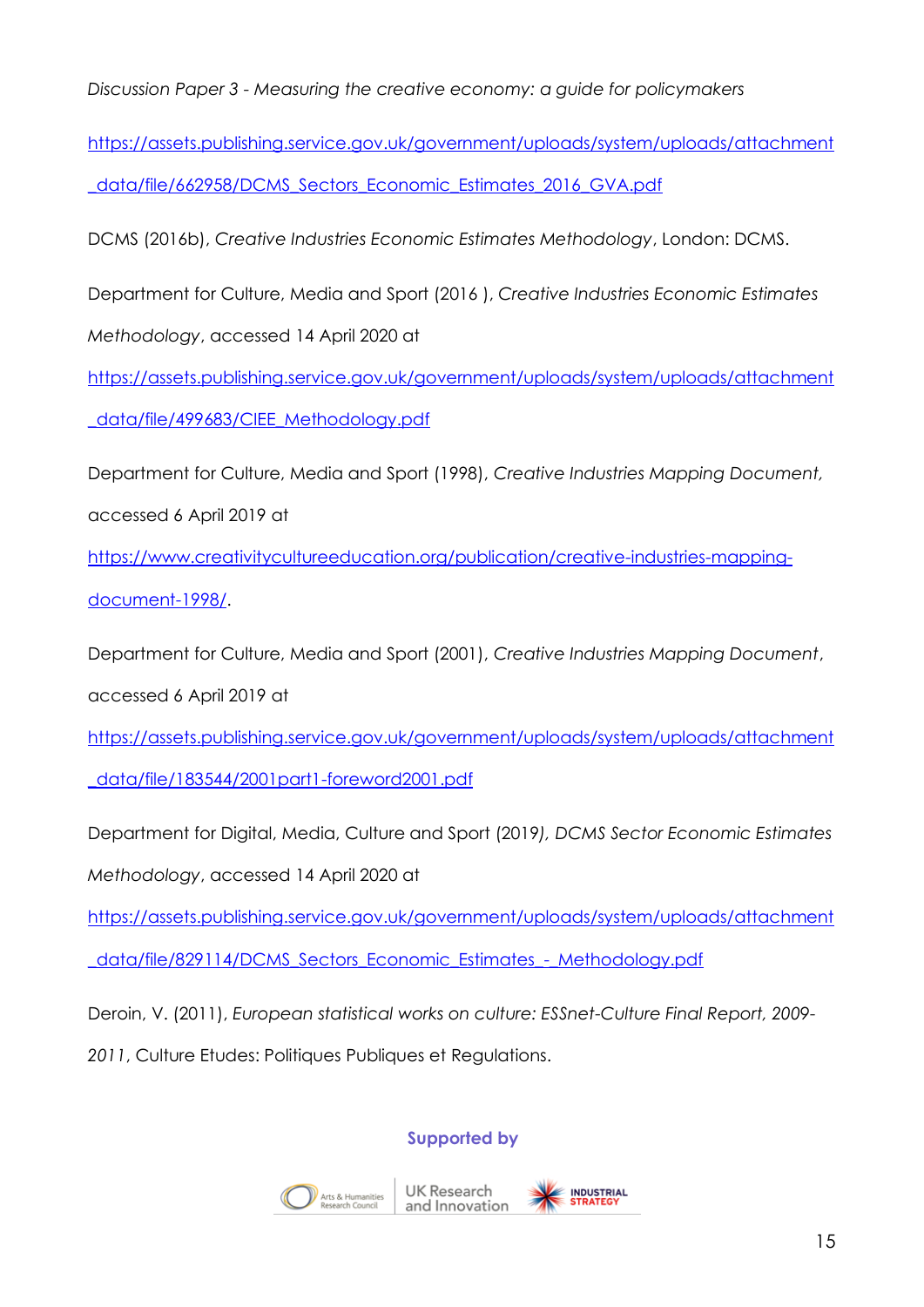*Discussion Paper 3 - Measuring the creative economy: a guide for policymakers*

https://assets.publishing.service.gov.uk/government/uploads/system/uploads/attachment_data/file/662958/DCMS_Sectors_Economic_Estimates_2016_GVA.pdf

DCMS (2016b), *Creative Industries Economic Estimates Methodology*, London: DCMS.

Department for Culture, Media and Sport (2016 ), *Creative Industries Economic Estimates Methodology*, accessed 14 April 2020 at https://assets.publishing.service.gov.uk/government/uploads/system/uploads/attachment_data/file/499683/CIEE_Methodology.pdf

Department for Culture, Media and Sport (1998), *Creative Industries Mapping Document,* accessed 6 April 2019 at https://www.creativitycultureeducation.org/publication/creative-industries-mapping-document-1998/.

Department for Culture, Media and Sport (2001), *Creative Industries Mapping Document*, accessed 6 April 2019 at https://assets.publishing.service.gov.uk/government/uploads/system/uploads/attachment_data/file/183544/2001part1-foreword2001.pdf

Department for Digital, Media, Culture and Sport (2019*), DCMS Sector Economic Estimates Methodology*, accessed 14 April 2020 at https://assets.publishing.service.gov.uk/government/uploads/system/uploads/attachment_data/file/829114/DCMS_Sectors_Economic_Estimates_-_Methodology.pdf

Deroin, V. (2011), *European statistical works on culture: ESSnet-Culture Final Report, 2009-2011*, Culture Etudes: Politiques Publiques et Regulations.

Supported by

Arts & Humanities Research Council | UK Research and Innovation | INDUSTRIAL STRATEGY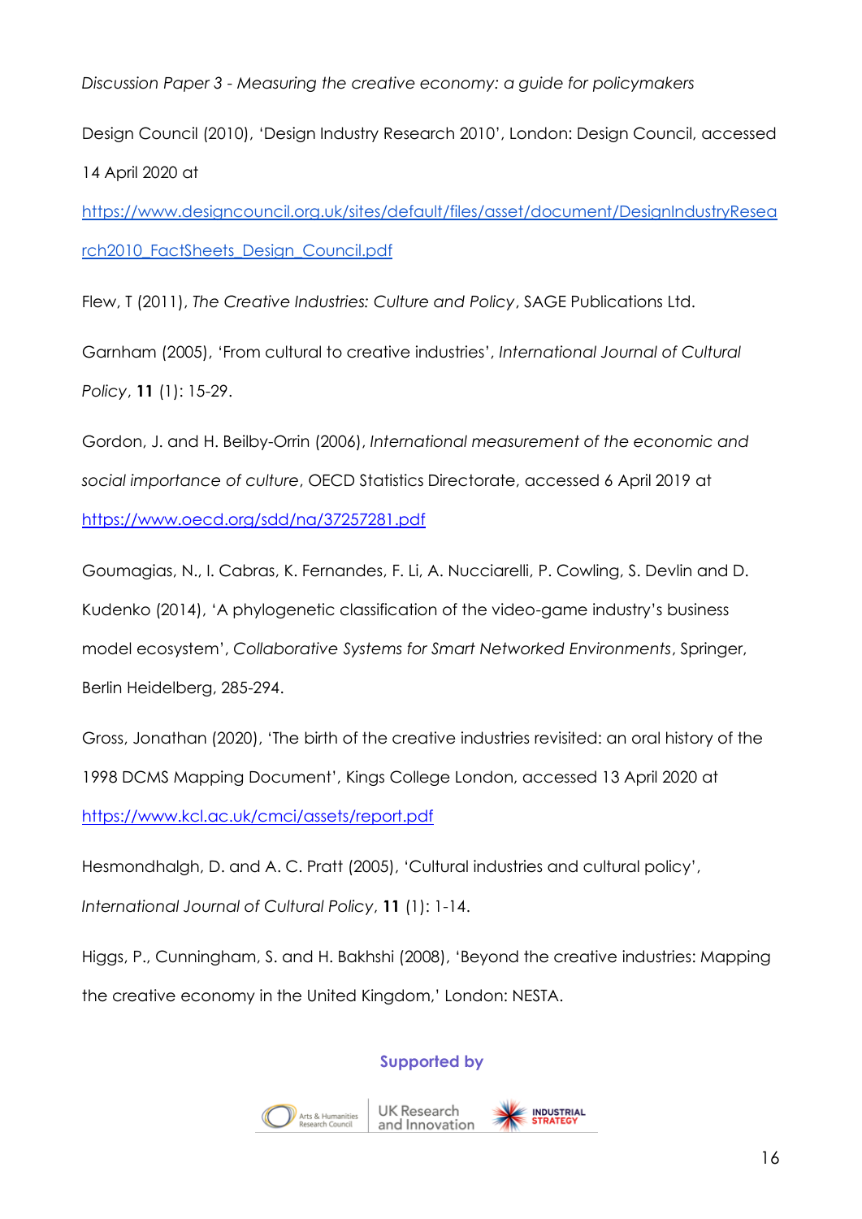Design Council (2010), 'Design Industry Research 2010', London: Design Council, accessed 14 April 2020 at https://www.designcouncil.org.uk/sites/default/files/asset/document/DesignIndustryResearch2010_FactSheets_Design_Council.pdf

Flew, T (2011), *The Creative Industries: Culture and Policy*, SAGE Publications Ltd.

Garnham (2005), 'From cultural to creative industries', *International Journal of Cultural Policy*, **11** (1): 15-29.

Gordon, J. and H. Beilby-Orrin (2006), *International measurement of the economic and social importance of culture*, OECD Statistics Directorate, accessed 6 April 2019 at https://www.oecd.org/sdd/na/37257281.pdf

Goumagias, N., I. Cabras, K. Fernandes, F. Li, A. Nucciarelli, P. Cowling, S. Devlin and D. Kudenko (2014), 'A phylogenetic classification of the video-game industry's business model ecosystem', *Collaborative Systems for Smart Networked Environments*, Springer, Berlin Heidelberg, 285-294.

Gross, Jonathan (2020), 'The birth of the creative industries revisited: an oral history of the 1998 DCMS Mapping Document', Kings College London, accessed 13 April 2020 at https://www.kcl.ac.uk/cmci/assets/report.pdf

Hesmondhalgh, D. and A. C. Pratt (2005), 'Cultural industries and cultural policy', *International Journal of Cultural Policy*, **11** (1): 1-14.

Higgs, P., Cunningham, S. and H. Bakhshi (2008), 'Beyond the creative industries: Mapping the creative economy in the United Kingdom,' London: NESTA.

Supported by

Arts & Humanities Research Council | UK Research and Innovation | Industrial Strategy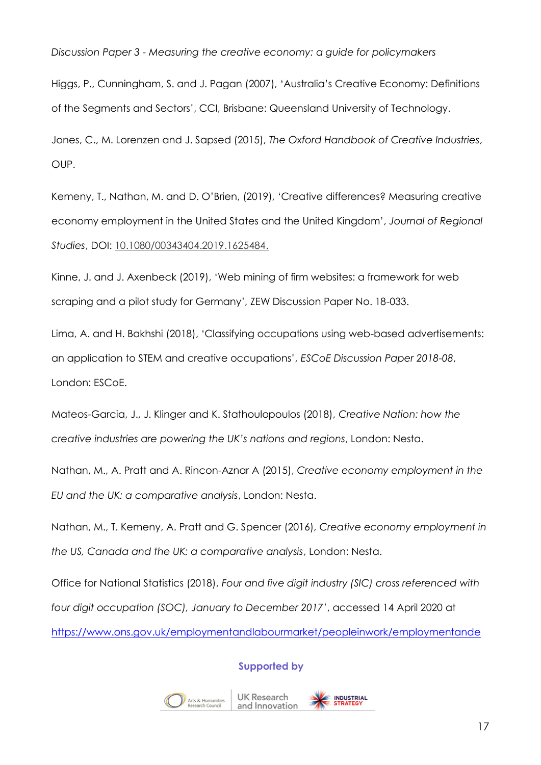Higgs, P., Cunningham, S. and J. Pagan (2007), 'Australia's Creative Economy: Definitions of the Segments and Sectors', CCI, Brisbane: Queensland University of Technology.

Jones, C., M. Lorenzen and J. Sapsed (2015), *The Oxford Handbook of Creative Industries*, OUP.

Kemeny, T., Nathan, M. and D. O'Brien, (2019), 'Creative differences? Measuring creative economy employment in the United States and the United Kingdom', *Journal of Regional Studies*, DOI: 10.1080/00343404.2019.1625484.

Kinne, J. and J. Axenbeck (2019), 'Web mining of firm websites: a framework for web scraping and a pilot study for Germany', ZEW Discussion Paper No. 18-033.

Lima, A. and H. Bakhshi (2018), 'Classifying occupations using web-based advertisements: an application to STEM and creative occupations', *ESCoE Discussion Paper 2018-08*, London: ESCoE.

Mateos-Garcia, J., J. Klinger and K. Stathoulopoulos (2018), *Creative Nation: how the creative industries are powering the UK's nations and regions*, London: Nesta.

Nathan, M., A. Pratt and A. Rincon-Aznar A (2015), *Creative economy employment in the EU and the UK: a comparative analysis*, London: Nesta.

Nathan, M., T. Kemeny, A. Pratt and G. Spencer (2016), *Creative economy employment in the US, Canada and the UK: a comparative analysis*, London: Nesta.

Office for National Statistics (2018), *Four and five digit industry (SIC) cross referenced with four digit occupation (SOC), January to December 2017'*, accessed 14 April 2020 at https://www.ons.gov.uk/employmentandlabourmarket/peopleinwork/employmentande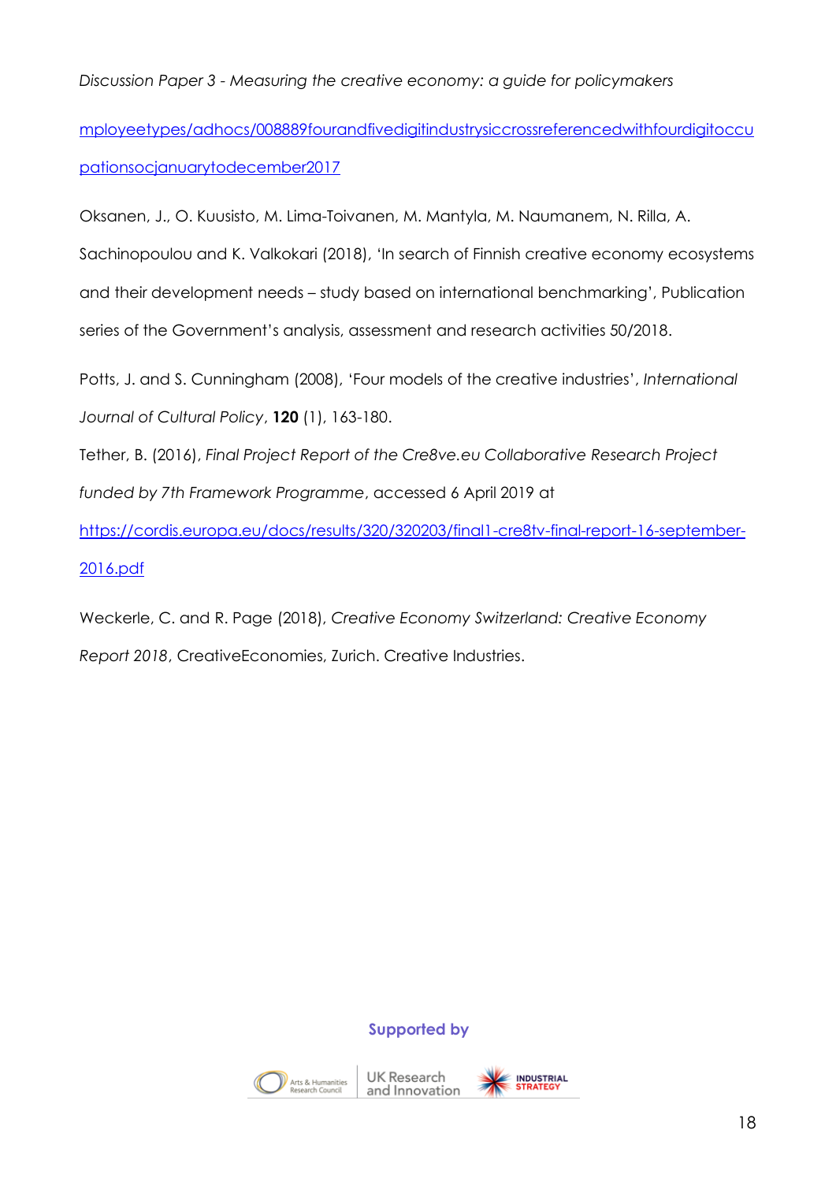mployeetypes/adhocs/008889fourandfivedigitindustrysiccrossreferencedwithfourdigitoccupationsocjanuarytodecember2017

Oksanen, J., O. Kuusisto, M. Lima-Toivanen, M. Mantyla, M. Naumanem, N. Rilla, A. Sachinopoulou and K. Valkokari (2018), 'In search of Finnish creative economy ecosystems and their development needs – study based on international benchmarking', Publication series of the Government's analysis, assessment and research activities 50/2018.

Potts, J. and S. Cunningham (2008), 'Four models of the creative industries', *International Journal of Cultural Policy*, **120** (1), 163-180.

Tether, B. (2016), *Final Project Report of the Cre8ve.eu Collaborative Research Project funded by 7th Framework Programme*, accessed 6 April 2019 at https://cordis.europa.eu/docs/results/320/320203/final1-cre8tv-final-report-16-september-2016.pdf

Weckerle, C. and R. Page (2018), *Creative Economy Switzerland: Creative Economy Report 2018*, CreativeEconomies, Zurich. Creative Industries.

Supported by

Arts & Humanities Research Council | UK Research and Innovation | INDUSTRIAL STRATEGY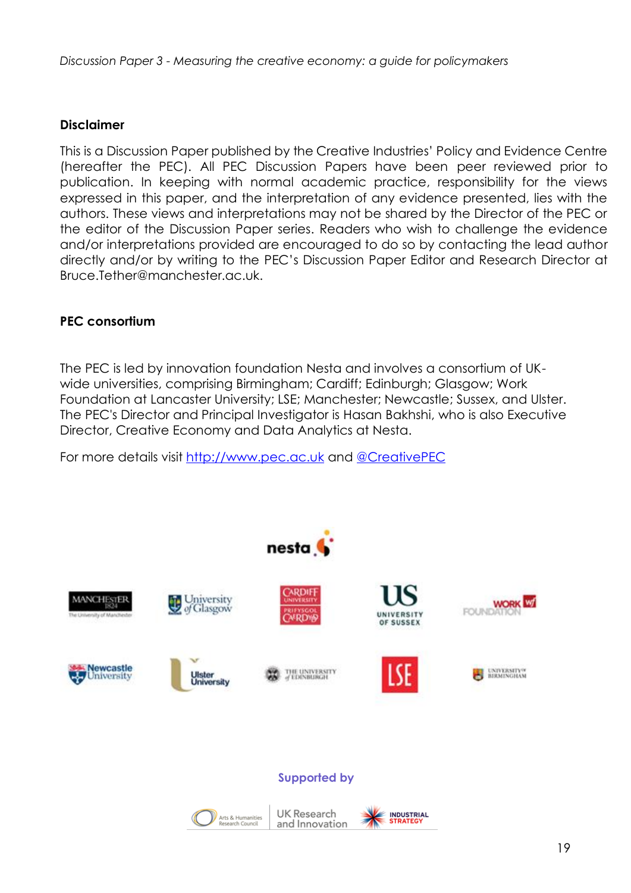## Disclaimer

This is a Discussion Paper published by the Creative Industries' Policy and Evidence Centre (hereafter the PEC). All PEC Discussion Papers have been peer reviewed prior to publication. In keeping with normal academic practice, responsibility for the views expressed in this paper, and the interpretation of any evidence presented, lies with the authors. These views and interpretations may not be shared by the Director of the PEC or the editor of the Discussion Paper series. Readers who wish to challenge the evidence and/or interpretations provided are encouraged to do so by contacting the lead author directly and/or by writing to the PEC's Discussion Paper Editor and Research Director at Bruce.Tether@manchester.ac.uk.

## PEC consortium

The PEC is led by innovation foundation Nesta and involves a consortium of UK-wide universities, comprising Birmingham; Cardiff; Edinburgh; Glasgow; Work Foundation at Lancaster University; LSE; Manchester; Newcastle; Sussex, and Ulster. The PEC's Director and Principal Investigator is Hasan Bakhshi, who is also Executive Director, Creative Economy and Data Analytics at Nesta.

For more details visit http://www.pec.ac.uk and @CreativePEC

Supported by